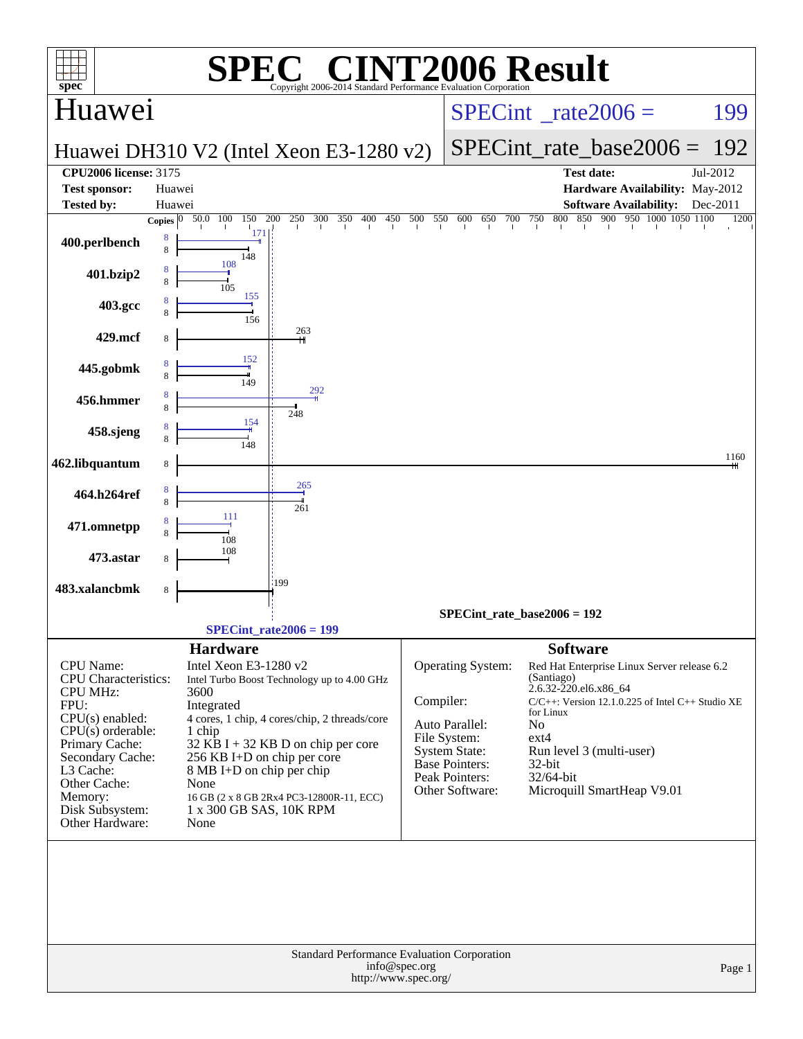# SPEC CINT2006 Result

Copyright 2006-2014 Standard Performance Evaluation Corporation

## Huawei

**Huawei DH310 V2 (Intel Xeon E3-1280 v2)**

SPECint_rate2006 = 199

SPECint_rate_base2006 = 192

| | | | |
|---|---|---|---|
| **CPU2006 license:** 3175 | | **Test date:** | Jul-2012 |
| **Test sponsor:** | Huawei | **Hardware Availability:** | May-2012 |
| **Tested by:** | Huawei | **Software Availability:** | Dec-2011 |

| Benchmark | Copies (peak) | Copies (base) | Peak | Base |
|---|---|---|---|---|
| 400.perlbench | 8 | 8 | 171 | 148 |
| 401.bzip2 | 8 | 8 | 108 | 105 |
| 403.gcc | 8 | 8 | 155 | 156 |
| 429.mcf | | 8 | | 263 |
| 445.gobmk | 8 | 8 | 152 | 149 |
| 456.hmmer | 8 | 8 | 292 | 248 |
| 458.sjeng | 8 | 8 | 154 | 148 |
| 462.libquantum | | 8 | | 1160 |
| 464.h264ref | 8 | 8 | 265 | 261 |
| 471.omnetpp | 8 | 8 | 111 | 108 |
| 473.astar | | 8 | | 108 |
| 483.xalancbmk | | 8 | | 199 |

SPECint_rate_base2006 = 192

SPECint_rate2006 = 199

### Hardware

| | |
|---|---|
| CPU Name: | Intel Xeon E3-1280 v2 |
| CPU Characteristics: | Intel Turbo Boost Technology up to 4.00 GHz |
| CPU MHz: | 3600 |
| FPU: | Integrated |
| CPU(s) enabled: | 4 cores, 1 chip, 4 cores/chip, 2 threads/core |
| CPU(s) orderable: | 1 chip |
| Primary Cache: | 32 KB I + 32 KB D on chip per core |
| Secondary Cache: | 256 KB I+D on chip per core |
| L3 Cache: | 8 MB I+D on chip per chip |
| Other Cache: | None |
| Memory: | 16 GB (2 x 8 GB 2Rx4 PC3-12800R-11, ECC) |
| Disk Subsystem: | 1 x 300 GB SAS, 10K RPM |
| Other Hardware: | None |

### Software

| | |
|---|---|
| Operating System: | Red Hat Enterprise Linux Server release 6.2 (Santiago) 2.6.32-220.el6.x86_64 |
| Compiler: | C/C++: Version 12.1.0.225 of Intel C++ Studio XE for Linux |
| Auto Parallel: | No |
| File System: | ext4 |
| System State: | Run level 3 (multi-user) |
| Base Pointers: | 32-bit |
| Peak Pointers: | 32/64-bit |
| Other Software: | Microquill SmartHeap V9.01 |

Standard Performance Evaluation Corporation
info@spec.org
http://www.spec.org/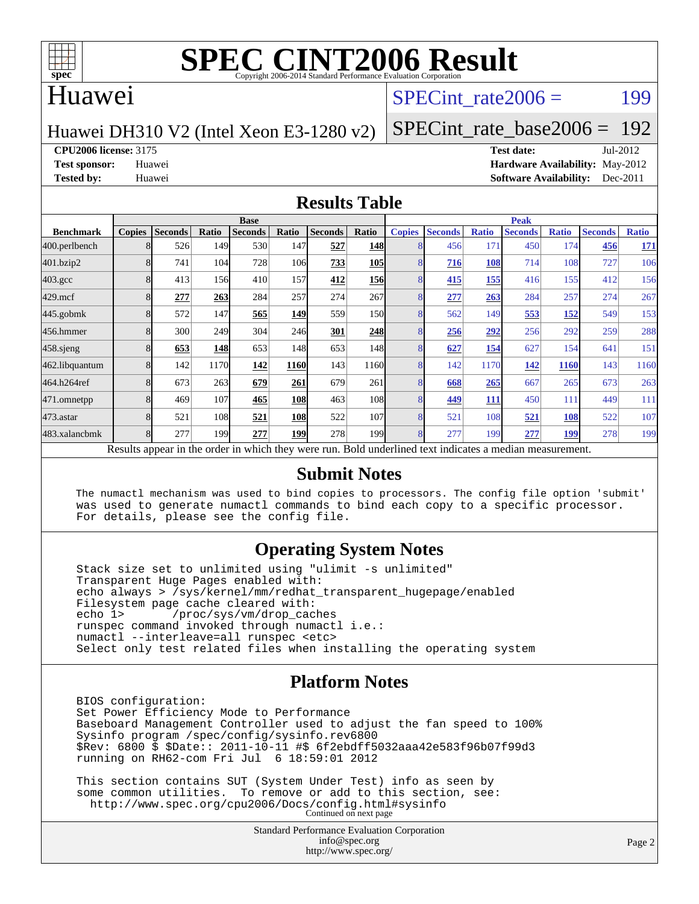# SPEC CINT2006 Result

Copyright 2006-2014 Standard Performance Evaluation Corporation

## Huawei

Huawei DH310 V2 (Intel Xeon E3-1280 v2)

SPECint_rate2006 = 199

SPECint_rate_base2006 = 192

**CPU2006 license:** 3175
**Test sponsor:** Huawei
**Tested by:** Huawei

**Test date:** Jul-2012
**Hardware Availability:** May-2012
**Software Availability:** Dec-2011

## Results Table

| | Base | | | | | | | Peak | | | | | | |
|---|---|---|---|---|---|---|---|---|---|---|---|---|---|---|
| **Benchmark** | **Copies** | **Seconds** | **Ratio** | **Seconds** | **Ratio** | **Seconds** | **Ratio** | **Copies** | **Seconds** | **Ratio** | **Seconds** | **Ratio** | **Seconds** | **Ratio** |
| 400.perlbench | 8 | 526 | 149 | 530 | 147 | **527** | **148** | 8 | 456 | 171 | 450 | 174 | **456** | **171** |
| 401.bzip2 | 8 | 741 | 104 | 728 | 106 | **733** | **105** | 8 | **716** | **108** | 714 | 108 | 727 | 106 |
| 403.gcc | 8 | 413 | 156 | 410 | 157 | **412** | **156** | 8 | **415** | **155** | 416 | 155 | 412 | 156 |
| 429.mcf | 8 | **277** | **263** | 284 | 257 | 274 | 267 | 8 | **277** | **263** | 284 | 257 | 274 | 267 |
| 445.gobmk | 8 | 572 | 147 | **565** | **149** | 559 | 150 | 8 | 562 | 149 | **553** | **152** | 549 | 153 |
| 456.hmmer | 8 | 300 | 249 | 304 | 246 | **301** | **248** | 8 | **256** | **292** | 256 | 292 | 259 | 288 |
| 458.sjeng | 8 | **653** | **148** | 653 | 148 | 653 | 148 | 8 | **627** | **154** | 627 | 154 | 641 | 151 |
| 462.libquantum | 8 | 142 | 1170 | **142** | **1160** | 143 | 1160 | 8 | 142 | 1170 | **142** | **1160** | 143 | 1160 |
| 464.h264ref | 8 | 673 | 263 | **679** | **261** | 679 | 261 | 8 | **668** | **265** | 667 | 265 | 673 | 263 |
| 471.omnetpp | 8 | 469 | 107 | **465** | **108** | 463 | 108 | 8 | **449** | **111** | 450 | 111 | 449 | 111 |
| 473.astar | 8 | 521 | 108 | **521** | **108** | 522 | 107 | 8 | 521 | 108 | **521** | **108** | 522 | 107 |
| 483.xalancbmk | 8 | 277 | 199 | **277** | **199** | 278 | 199 | 8 | 277 | 199 | **277** | **199** | 278 | 199 |

Results appear in the order in which they were run. Bold underlined text indicates a median measurement.

## Submit Notes

```
The numactl mechanism was used to bind copies to processors. The config file option 'submit'
was used to generate numactl commands to bind each copy to a specific processor.
For details, please see the config file.
```

## Operating System Notes

```
Stack size set to unlimited using "ulimit -s unlimited"
Transparent Huge Pages enabled with:
echo always > /sys/kernel/mm/redhat_transparent_hugepage/enabled
Filesystem page cache cleared with:
echo 1>       /proc/sys/vm/drop_caches
runspec command invoked through numactl i.e.:
numactl --interleave=all runspec <etc>
Select only test related files when installing the operating system
```

## Platform Notes

```
BIOS configuration:
Set Power Efficiency Mode to Performance
Baseboard Management Controller used to adjust the fan speed to 100%
Sysinfo program /spec/config/sysinfo.rev6800
$Rev: 6800 $ $Date:: 2011-10-11 #$ 6f2ebdff5032aaa42e583f96b07f99d3
running on RH62-com Fri Jul  6 18:59:01 2012

This section contains SUT (System Under Test) info as seen by
some common utilities.  To remove or add to this section, see:
  http://www.spec.org/cpu2006/Docs/config.html#sysinfo
```

Continued on next page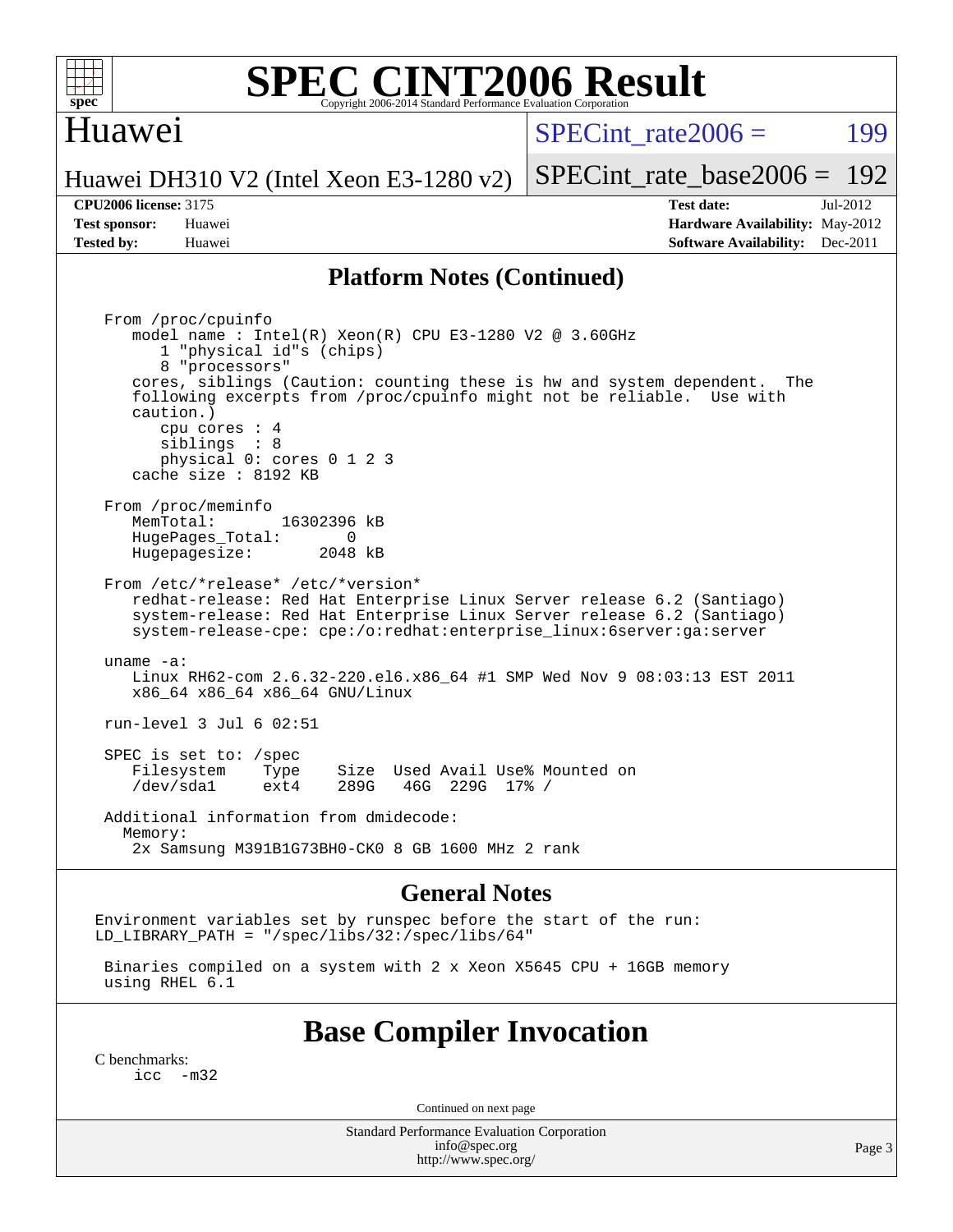# SPEC CINT2006 Result

Copyright 2006-2014 Standard Performance Evaluation Corporation

## Huawei

Huawei DH310 V2 (Intel Xeon E3-1280 v2)

SPECint_rate2006 = 199

SPECint_rate_base2006 = 192

**CPU2006 license:** 3175
**Test sponsor:** Huawei
**Tested by:** Huawei

**Test date:** Jul-2012
**Hardware Availability:** May-2012
**Software Availability:** Dec-2011

## Platform Notes (Continued)

```
From /proc/cpuinfo
   model name : Intel(R) Xeon(R) CPU E3-1280 V2 @ 3.60GHz
      1 "physical id"s (chips)
      8 "processors"
   cores, siblings (Caution: counting these is hw and system dependent.  The
   following excerpts from /proc/cpuinfo might not be reliable.  Use with
   caution.)
      cpu cores : 4
      siblings  : 8
      physical 0: cores 0 1 2 3
   cache size : 8192 KB

From /proc/meminfo
   MemTotal:       16302396 kB
   HugePages_Total:       0
   Hugepagesize:       2048 kB

From /etc/*release* /etc/*version*
   redhat-release: Red Hat Enterprise Linux Server release 6.2 (Santiago)
   system-release: Red Hat Enterprise Linux Server release 6.2 (Santiago)
   system-release-cpe: cpe:/o:redhat:enterprise_linux:6server:ga:server

uname -a:
   Linux RH62-com 2.6.32-220.el6.x86_64 #1 SMP Wed Nov 9 08:03:13 EST 2011
   x86_64 x86_64 x86_64 GNU/Linux

run-level 3 Jul 6 02:51

SPEC is set to: /spec
   Filesystem    Type    Size  Used Avail Use% Mounted on
   /dev/sda1     ext4    289G   46G  229G  17% /

Additional information from dmidecode:
  Memory:
   2x Samsung M391B1G73BH0-CK0 8 GB 1600 MHz 2 rank
```

## General Notes

```
Environment variables set by runspec before the start of the run:
LD_LIBRARY_PATH = "/spec/libs/32:/spec/libs/64"

 Binaries compiled on a system with 2 x Xeon X5645 CPU + 16GB memory
 using RHEL 6.1
```

## Base Compiler Invocation

C benchmarks:
```
icc  -m32
```

Continued on next page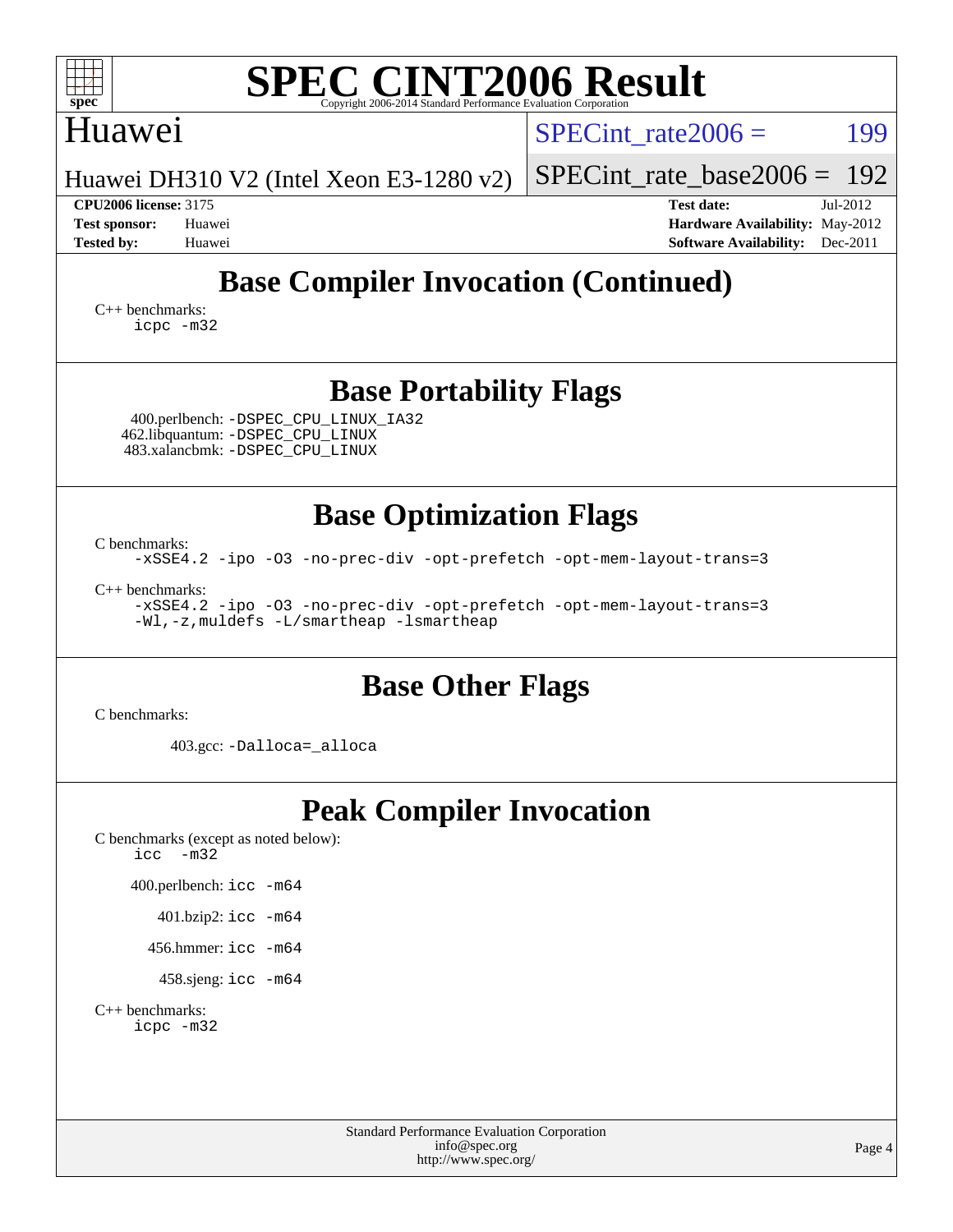# SPEC CINT2006 Result

Copyright 2006-2014 Standard Performance Evaluation Corporation

## Huawei

Huawei DH310 V2 (Intel Xeon E3-1280 v2)

SPECint_rate2006 = 199

SPECint_rate_base2006 = 192

**CPU2006 license:** 3175
**Test sponsor:** Huawei
**Tested by:** Huawei

**Test date:** Jul-2012
**Hardware Availability:** May-2012
**Software Availability:** Dec-2011

## Base Compiler Invocation (Continued)

C++ benchmarks:
```
icpc -m32
```

## Base Portability Flags

400.perlbench: `-DSPEC_CPU_LINUX_IA32`
462.libquantum: `-DSPEC_CPU_LINUX`
483.xalancbmk: `-DSPEC_CPU_LINUX`

## Base Optimization Flags

C benchmarks:
```
-xSSE4.2 -ipo -O3 -no-prec-div -opt-prefetch -opt-mem-layout-trans=3
```

C++ benchmarks:
```
-xSSE4.2 -ipo -O3 -no-prec-div -opt-prefetch -opt-mem-layout-trans=3
-Wl,-z,muldefs -L/smartheap -lsmartheap
```

## Base Other Flags

C benchmarks:

403.gcc: `-Dalloca=_alloca`

## Peak Compiler Invocation

C benchmarks (except as noted below):
```
icc  -m32
```

400.perlbench: `icc -m64`

401.bzip2: `icc -m64`

456.hmmer: `icc -m64`

458.sjeng: `icc -m64`

C++ benchmarks:
```
icpc -m32
```

Standard Performance Evaluation Corporation
info@spec.org
http://www.spec.org/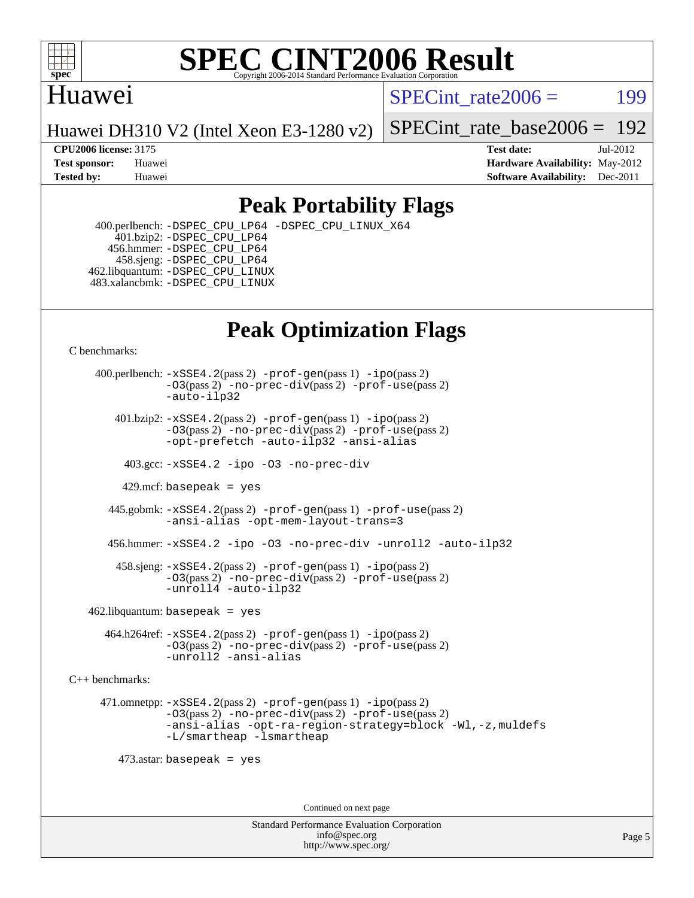# SPEC CINT2006 Result

Copyright 2006-2014 Standard Performance Evaluation Corporation

## Huawei

Huawei DH310 V2 (Intel Xeon E3-1280 v2)

SPECint_rate2006 = 199

SPECint_rate_base2006 = 192

**CPU2006 license:** 3175
**Test sponsor:** Huawei
**Tested by:** Huawei

**Test date:** Jul-2012
**Hardware Availability:** May-2012
**Software Availability:** Dec-2011

## Peak Portability Flags

400.perlbench: -DSPEC_CPU_LP64 -DSPEC_CPU_LINUX_X64
401.bzip2: -DSPEC_CPU_LP64
456.hmmer: -DSPEC_CPU_LP64
458.sjeng: -DSPEC_CPU_LP64
462.libquantum: -DSPEC_CPU_LINUX
483.xalancbmk: -DSPEC_CPU_LINUX

## Peak Optimization Flags

C benchmarks:

400.perlbench: -xSSE4.2(pass 2) -prof-gen(pass 1) -ipo(pass 2) -O3(pass 2) -no-prec-div(pass 2) -prof-use(pass 2) -auto-ilp32

401.bzip2: -xSSE4.2(pass 2) -prof-gen(pass 1) -ipo(pass 2) -O3(pass 2) -no-prec-div(pass 2) -prof-use(pass 2) -opt-prefetch -auto-ilp32 -ansi-alias

403.gcc: -xSSE4.2 -ipo -O3 -no-prec-div

429.mcf: basepeak = yes

445.gobmk: -xSSE4.2(pass 2) -prof-gen(pass 1) -prof-use(pass 2) -ansi-alias -opt-mem-layout-trans=3

456.hmmer: -xSSE4.2 -ipo -O3 -no-prec-div -unroll2 -auto-ilp32

458.sjeng: -xSSE4.2(pass 2) -prof-gen(pass 1) -ipo(pass 2) -O3(pass 2) -no-prec-div(pass 2) -prof-use(pass 2) -unroll4 -auto-ilp32

462.libquantum: basepeak = yes

464.h264ref: -xSSE4.2(pass 2) -prof-gen(pass 1) -ipo(pass 2) -O3(pass 2) -no-prec-div(pass 2) -prof-use(pass 2) -unroll2 -ansi-alias

C++ benchmarks:

471.omnetpp: -xSSE4.2(pass 2) -prof-gen(pass 1) -ipo(pass 2) -O3(pass 2) -no-prec-div(pass 2) -prof-use(pass 2) -ansi-alias -opt-ra-region-strategy=block -Wl,-z,muldefs -L/smartheap -lsmartheap

473.astar: basepeak = yes

Continued on next page

Standard Performance Evaluation Corporation
info@spec.org
http://www.spec.org/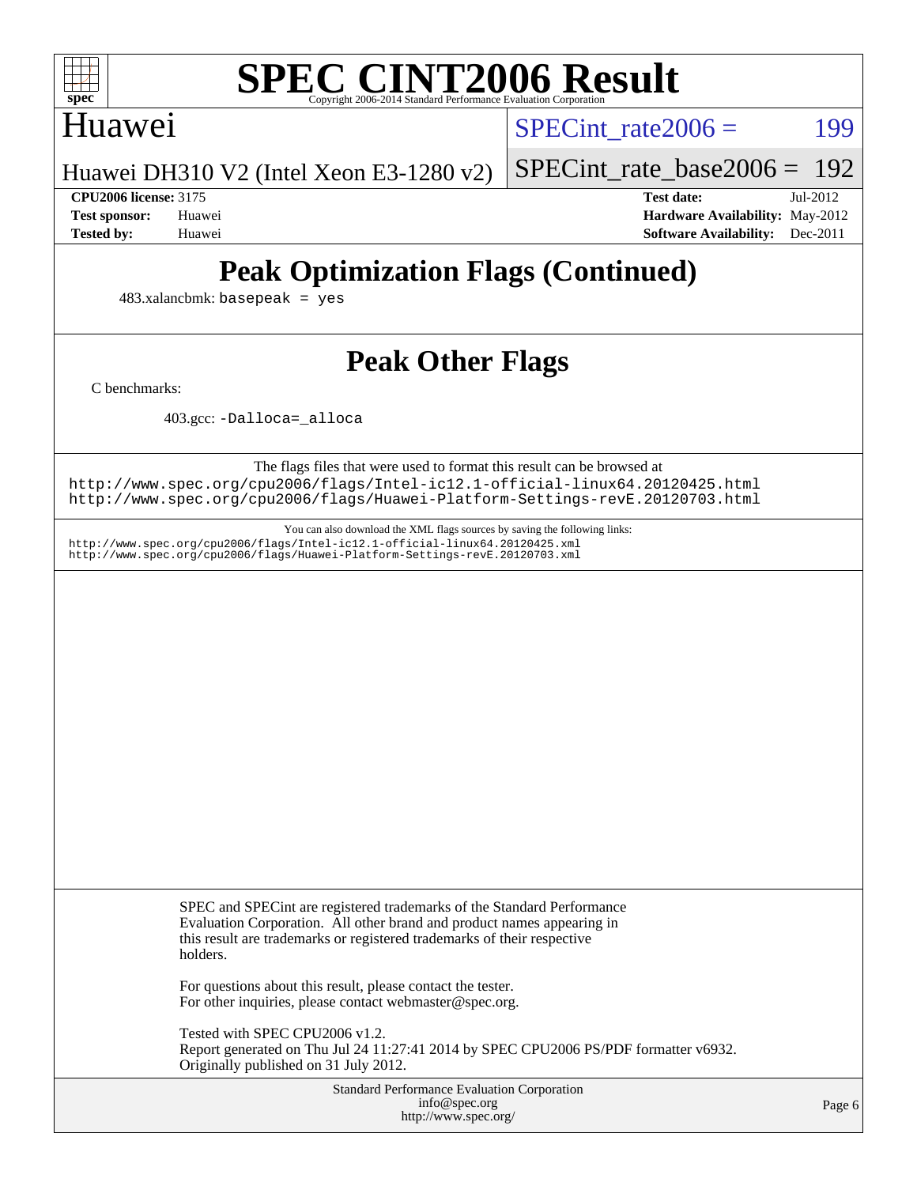## Peak Optimization Flags (Continued)

483.xalancbmk: basepeak = yes

## Peak Other Flags

C benchmarks:

403.gcc: -Dalloca=_alloca

The flags files that were used to format this result can be browsed at
http://www.spec.org/cpu2006/flags/Intel-ic12.1-official-linux64.20120425.html
http://www.spec.org/cpu2006/flags/Huawei-Platform-Settings-revE.20120703.html

You can also download the XML flags sources by saving the following links:
http://www.spec.org/cpu2006/flags/Intel-ic12.1-official-linux64.20120425.xml
http://www.spec.org/cpu2006/flags/Huawei-Platform-Settings-revE.20120703.xml

SPEC and SPECint are registered trademarks of the Standard Performance Evaluation Corporation. All other brand and product names appearing in this result are trademarks or registered trademarks of their respective holders.

For questions about this result, please contact the tester.
For other inquiries, please contact webmaster@spec.org.

Tested with SPEC CPU2006 v1.2.
Report generated on Thu Jul 24 11:27:41 2014 by SPEC CPU2006 PS/PDF formatter v6932.
Originally published on 31 July 2012.